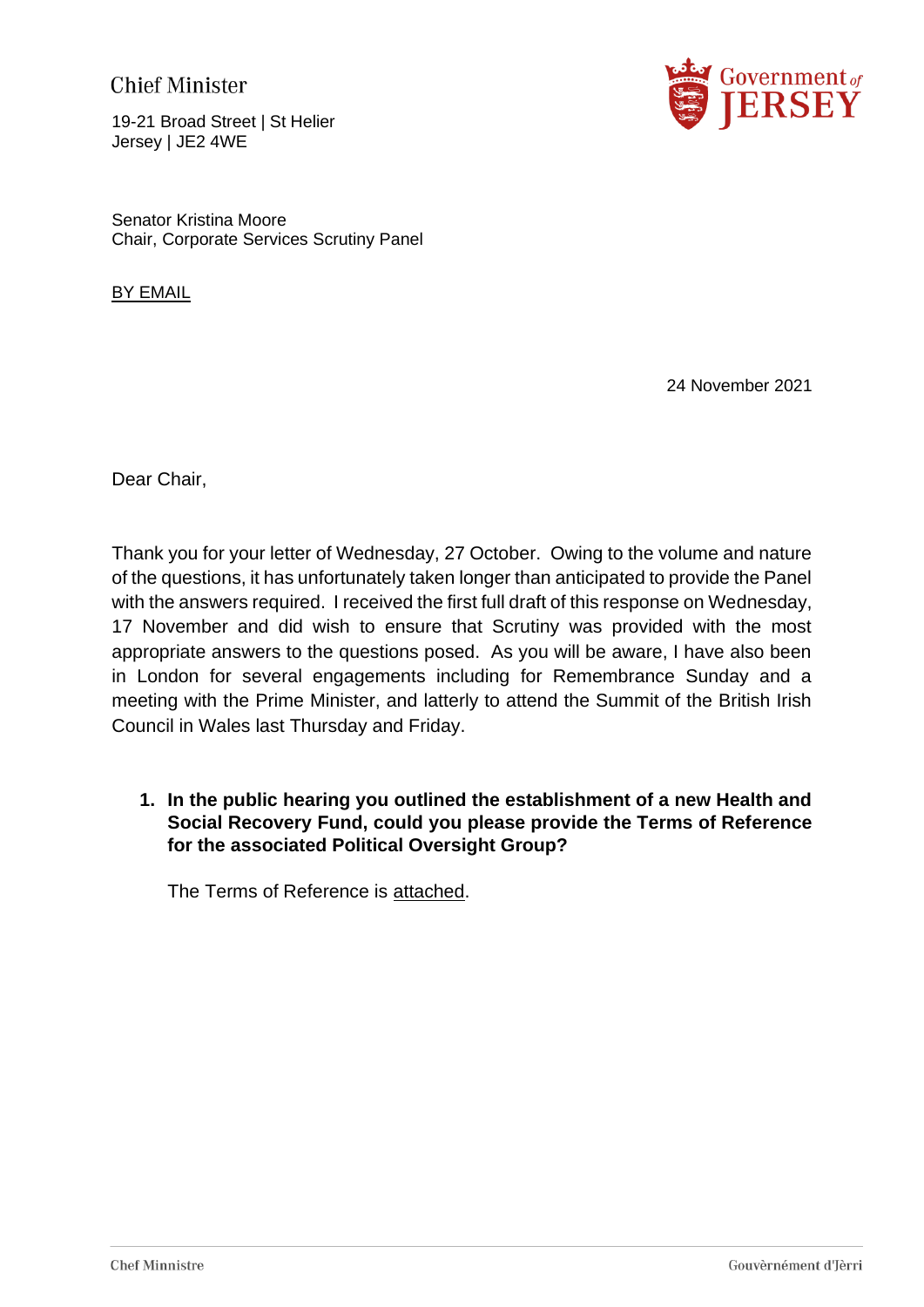Chief Minister

19-21 Broad Street | St Helier
Jersey | JE2 4WE

Senator Kristina Moore
Chair, Corporate Services Scrutiny Panel

BY EMAIL

24 November 2021

Dear Chair,

Thank you for your letter of Wednesday, 27 October. Owing to the volume and nature of the questions, it has unfortunately taken longer than anticipated to provide the Panel with the answers required. I received the first full draft of this response on Wednesday, 17 November and did wish to ensure that Scrutiny was provided with the most appropriate answers to the questions posed. As you will be aware, I have also been in London for several engagements including for Remembrance Sunday and a meeting with the Prime Minister, and latterly to attend the Summit of the British Irish Council in Wales last Thursday and Friday.

1. **In the public hearing you outlined the establishment of a new Health and Social Recovery Fund, could you please provide the Terms of Reference for the associated Political Oversight Group?**

   The Terms of Reference is attached.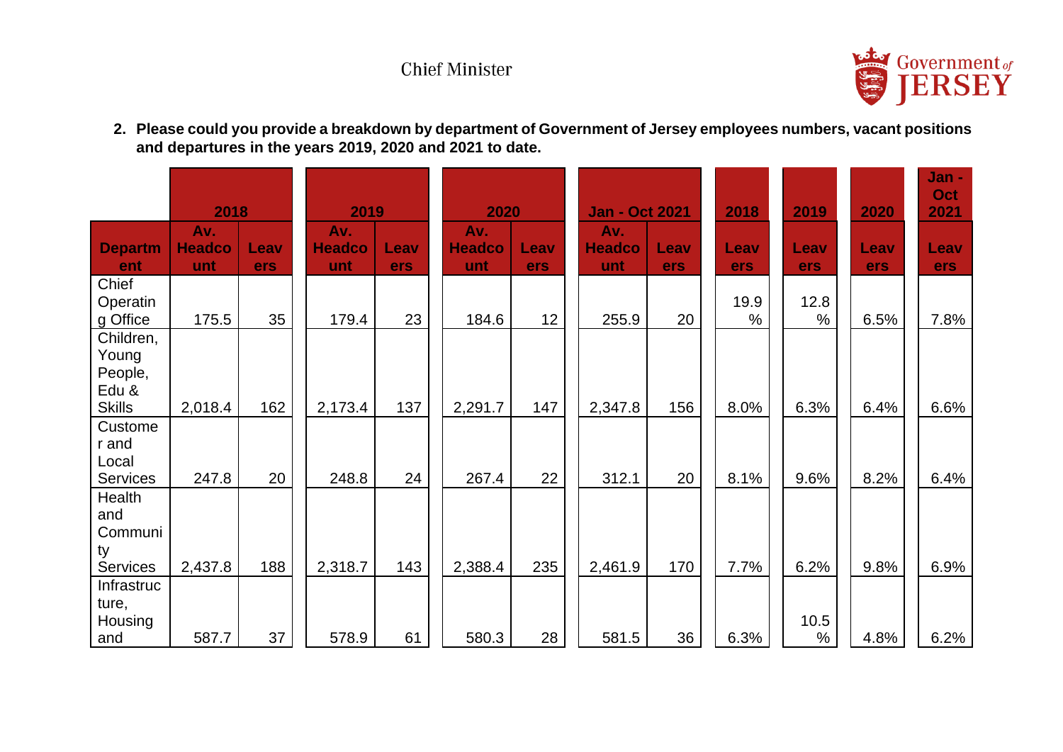2. **Please could you provide a breakdown by department of Government of Jersey employees numbers, vacant positions and departures in the years 2019, 2020 and 2021 to date.**

| | 2018 | | 2019 | | 2020 | | Jan - Oct 2021 | | 2018 | 2019 | 2020 | Jan - Oct 2021 |
|---|---|---|---|---|---|---|---|---|---|---|---|---|
| **Department** | **Av. Headcount** | **Leavers** | **Av. Headcount** | **Leavers** | **Av. Headcount** | **Leavers** | **Av. Headcount** | **Leavers** | **Leavers** | **Leavers** | **Leavers** | **Leavers** |
| Chief Operating Office | 175.5 | 35 | 179.4 | 23 | 184.6 | 12 | 255.9 | 20 | 19.9% | 12.8% | 6.5% | 7.8% |
| Children, Young People, Edu & Skills | 2,018.4 | 162 | 2,173.4 | 137 | 2,291.7 | 147 | 2,347.8 | 156 | 8.0% | 6.3% | 6.4% | 6.6% |
| Customer and Local Services | 247.8 | 20 | 248.8 | 24 | 267.4 | 22 | 312.1 | 20 | 8.1% | 9.6% | 8.2% | 6.4% |
| Health and Community Services | 2,437.8 | 188 | 2,318.7 | 143 | 2,388.4 | 235 | 2,461.9 | 170 | 7.7% | 6.2% | 9.8% | 6.9% |
| Infrastructure, Housing and | 587.7 | 37 | 578.9 | 61 | 580.3 | 28 | 581.5 | 36 | 6.3% | 10.5% | 4.8% | 6.2% |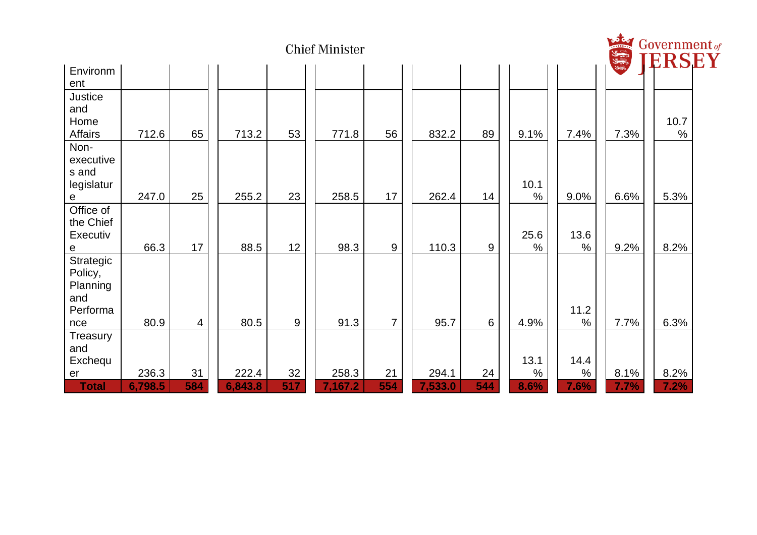| | | | | | | | | | | | | |
|---|---|---|---|---|---|---|---|---|---|---|---|---|
| Environment | | | | | | | | | | | | |
| Justice and Home Affairs | 712.6 | 65 | 713.2 | 53 | 771.8 | 56 | 832.2 | 89 | 9.1% | 7.4% | 7.3% | 10.7% |
| Non-executives and legislature | 247.0 | 25 | 255.2 | 23 | 258.5 | 17 | 262.4 | 14 | 10.1% | 9.0% | 6.6% | 5.3% |
| Office of the Chief Executive | 66.3 | 17 | 88.5 | 12 | 98.3 | 9 | 110.3 | 9 | 25.6% | 13.6% | 9.2% | 8.2% |
| Strategic Policy, Planning and Performance | 80.9 | 4 | 80.5 | 9 | 91.3 | 7 | 95.7 | 6 | 4.9% | 11.2% | 7.7% | 6.3% |
| Treasury and Exchequer | 236.3 | 31 | 222.4 | 32 | 258.3 | 21 | 294.1 | 24 | 13.1% | 14.4% | 8.1% | 8.2% |
| **Total** | **6,798.5** | **584** | **6,843.8** | **517** | **7,167.2** | **554** | **7,533.0** | **544** | **8.6%** | **7.6%** | **7.7%** | **7.2%** |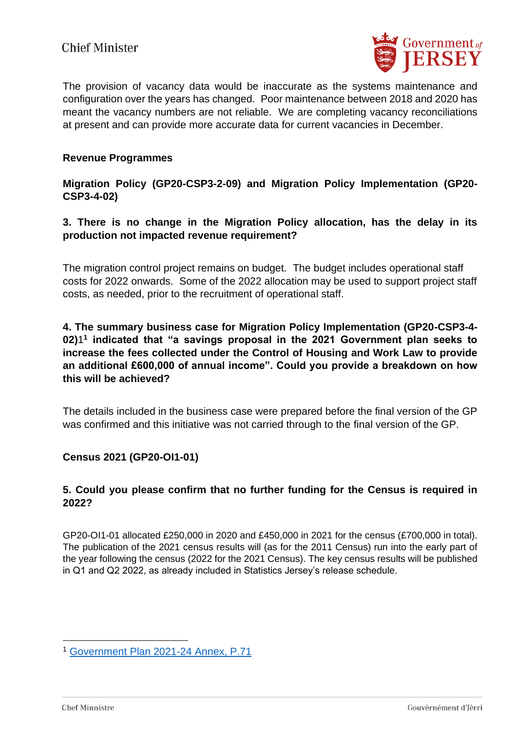The provision of vacancy data would be inaccurate as the systems maintenance and configuration over the years has changed. Poor maintenance between 2018 and 2020 has meant the vacancy numbers are not reliable. We are completing vacancy reconciliations at present and can provide more accurate data for current vacancies in December.

**Revenue Programmes**

**Migration Policy (GP20-CSP3-2-09) and Migration Policy Implementation (GP20-CSP3-4-02)**

**3. There is no change in the Migration Policy allocation, has the delay in its production not impacted revenue requirement?**

The migration control project remains on budget. The budget includes operational staff costs for 2022 onwards. Some of the 2022 allocation may be used to support project staff costs, as needed, prior to the recruitment of operational staff.

**4. The summary business case for Migration Policy Implementation (GP20-CSP3-4-02)**1[1] **indicated that "a savings proposal in the 2021 Government plan seeks to increase the fees collected under the Control of Housing and Work Law to provide an additional £600,000 of annual income". Could you provide a breakdown on how this will be achieved?**

The details included in the business case were prepared before the final version of the GP was confirmed and this initiative was not carried through to the final version of the GP.

**Census 2021 (GP20-OI1-01)**

**5. Could you please confirm that no further funding for the Census is required in 2022?**

GP20-OI1-01 allocated £250,000 in 2020 and £450,000 in 2021 for the census (£700,000 in total). The publication of the 2021 census results will (as for the 2011 Census) run into the early part of the year following the census (2022 for the 2021 Census). The key census results will be published in Q1 and Q2 2022, as already included in Statistics Jersey's release schedule.

---

[1] Government Plan 2021-24 Annex, P.71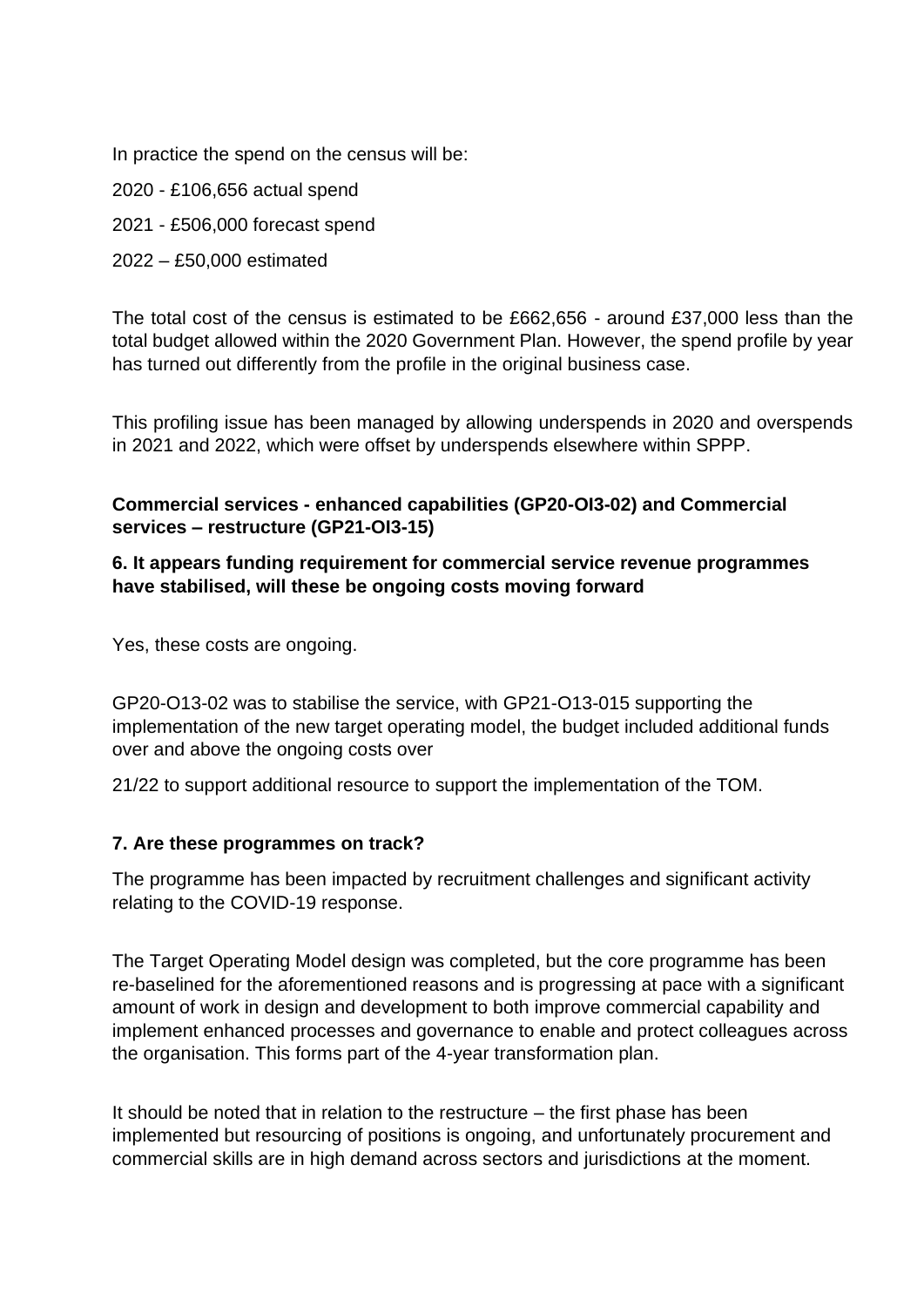In practice the spend on the census will be:

2020 - £106,656 actual spend

2021 - £506,000 forecast spend

2022 – £50,000 estimated

The total cost of the census is estimated to be £662,656 - around £37,000 less than the total budget allowed within the 2020 Government Plan. However, the spend profile by year has turned out differently from the profile in the original business case.

This profiling issue has been managed by allowing underspends in 2020 and overspends in 2021 and 2022, which were offset by underspends elsewhere within SPPP.

**Commercial services - enhanced capabilities (GP20-OI3-02) and Commercial services – restructure (GP21-OI3-15)**

**6. It appears funding requirement for commercial service revenue programmes have stabilised, will these be ongoing costs moving forward**

Yes, these costs are ongoing.

GP20-O13-02 was to stabilise the service, with GP21-O13-015 supporting the implementation of the new target operating model, the budget included additional funds over and above the ongoing costs over

21/22 to support additional resource to support the implementation of the TOM.

**7. Are these programmes on track?**

The programme has been impacted by recruitment challenges and significant activity relating to the COVID-19 response.

The Target Operating Model design was completed, but the core programme has been re-baselined for the aforementioned reasons and is progressing at pace with a significant amount of work in design and development to both improve commercial capability and implement enhanced processes and governance to enable and protect colleagues across the organisation. This forms part of the 4-year transformation plan.

It should be noted that in relation to the restructure – the first phase has been implemented but resourcing of positions is ongoing, and unfortunately procurement and commercial skills are in high demand across sectors and jurisdictions at the moment.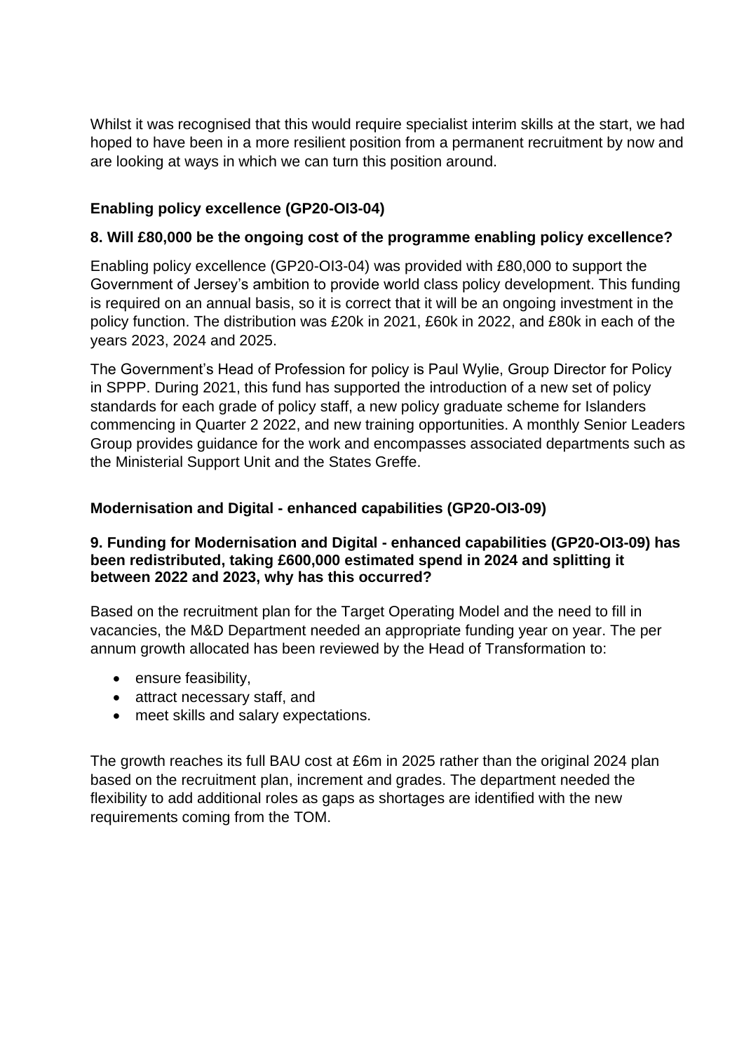Whilst it was recognised that this would require specialist interim skills at the start, we had hoped to have been in a more resilient position from a permanent recruitment by now and are looking at ways in which we can turn this position around.

**Enabling policy excellence (GP20-OI3-04)**

**8. Will £80,000 be the ongoing cost of the programme enabling policy excellence?**

Enabling policy excellence (GP20-OI3-04) was provided with £80,000 to support the Government of Jersey's ambition to provide world class policy development. This funding is required on an annual basis, so it is correct that it will be an ongoing investment in the policy function. The distribution was £20k in 2021, £60k in 2022, and £80k in each of the years 2023, 2024 and 2025.

The Government's Head of Profession for policy is Paul Wylie, Group Director for Policy in SPPP. During 2021, this fund has supported the introduction of a new set of policy standards for each grade of policy staff, a new policy graduate scheme for Islanders commencing in Quarter 2 2022, and new training opportunities. A monthly Senior Leaders Group provides guidance for the work and encompasses associated departments such as the Ministerial Support Unit and the States Greffe.

**Modernisation and Digital - enhanced capabilities (GP20-OI3-09)**

**9. Funding for Modernisation and Digital - enhanced capabilities (GP20-OI3-09) has been redistributed, taking £600,000 estimated spend in 2024 and splitting it between 2022 and 2023, why has this occurred?**

Based on the recruitment plan for the Target Operating Model and the need to fill in vacancies, the M&D Department needed an appropriate funding year on year. The per annum growth allocated has been reviewed by the Head of Transformation to:

- ensure feasibility,
- attract necessary staff, and
- meet skills and salary expectations.

The growth reaches its full BAU cost at £6m in 2025 rather than the original 2024 plan based on the recruitment plan, increment and grades. The department needed the flexibility to add additional roles as gaps as shortages are identified with the new requirements coming from the TOM.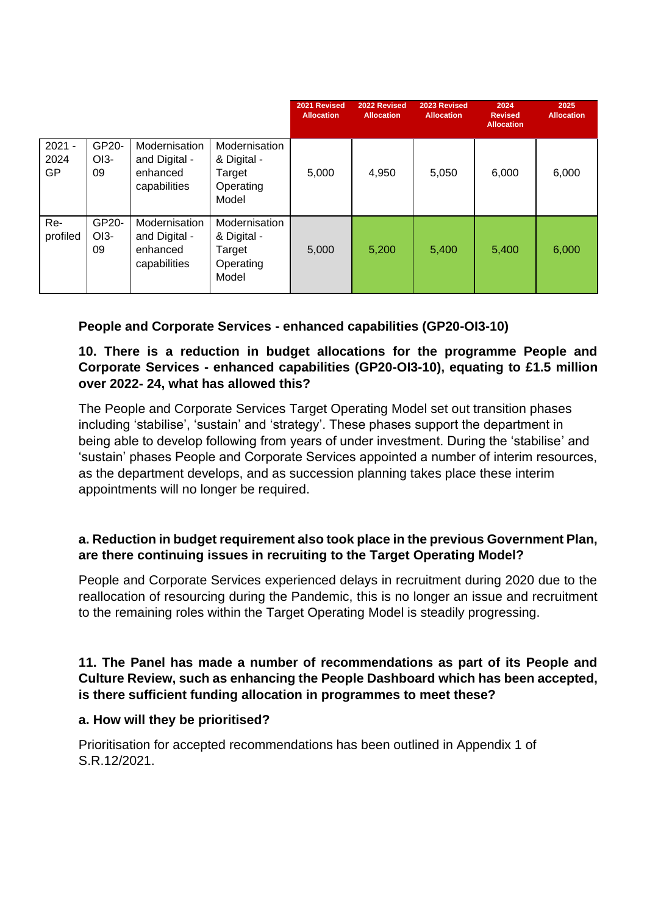| | | | | 2021 Revised Allocation | 2022 Revised Allocation | 2023 Revised Allocation | 2024 Revised Allocation | 2025 Allocation |
|---|---|---|---|---|---|---|---|---|
| 2021 - 2024 GP | GP20-OI3-09 | Modernisation and Digital - enhanced capabilities | Modernisation & Digital - Target Operating Model | 5,000 | 4,950 | 5,050 | 6,000 | 6,000 |
| Re-profiled | GP20-OI3-09 | Modernisation and Digital - enhanced capabilities | Modernisation & Digital - Target Operating Model | 5,000 | 5,200 | 5,400 | 5,400 | 6,000 |

**People and Corporate Services - enhanced capabilities (GP20-OI3-10)**

**10. There is a reduction in budget allocations for the programme People and Corporate Services - enhanced capabilities (GP20-OI3-10), equating to £1.5 million over 2022- 24, what has allowed this?**

The People and Corporate Services Target Operating Model set out transition phases including 'stabilise', 'sustain' and 'strategy'. These phases support the department in being able to develop following from years of under investment. During the 'stabilise' and 'sustain' phases People and Corporate Services appointed a number of interim resources, as the department develops, and as succession planning takes place these interim appointments will no longer be required.

**a. Reduction in budget requirement also took place in the previous Government Plan, are there continuing issues in recruiting to the Target Operating Model?**

People and Corporate Services experienced delays in recruitment during 2020 due to the reallocation of resourcing during the Pandemic, this is no longer an issue and recruitment to the remaining roles within the Target Operating Model is steadily progressing.

**11. The Panel has made a number of recommendations as part of its People and Culture Review, such as enhancing the People Dashboard which has been accepted, is there sufficient funding allocation in programmes to meet these?**

**a. How will they be prioritised?**

Prioritisation for accepted recommendations has been outlined in Appendix 1 of S.R.12/2021.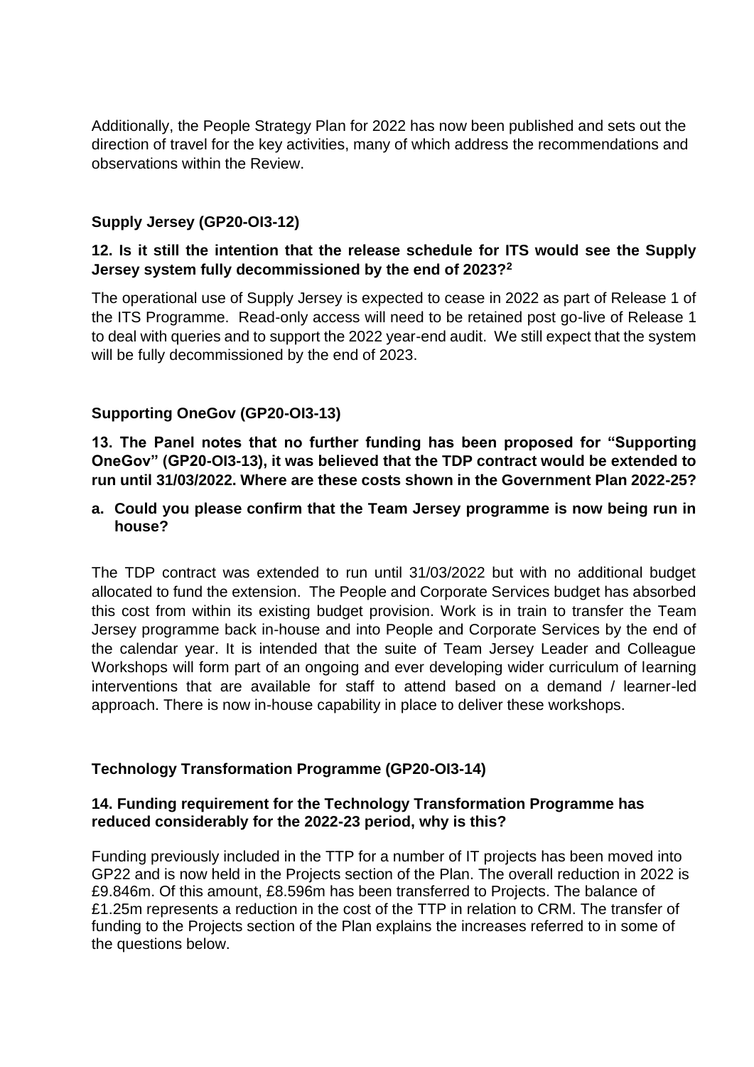Additionally, the People Strategy Plan for 2022 has now been published and sets out the direction of travel for the key activities, many of which address the recommendations and observations within the Review.

### Supply Jersey (GP20-OI3-12)

**12. Is it still the intention that the release schedule for ITS would see the Supply Jersey system fully decommissioned by the end of 2023?[2]**

The operational use of Supply Jersey is expected to cease in 2022 as part of Release 1 of the ITS Programme. Read-only access will need to be retained post go-live of Release 1 to deal with queries and to support the 2022 year-end audit. We still expect that the system will be fully decommissioned by the end of 2023.

### Supporting OneGov (GP20-OI3-13)

**13. The Panel notes that no further funding has been proposed for "Supporting OneGov" (GP20-OI3-13), it was believed that the TDP contract would be extended to run until 31/03/2022. Where are these costs shown in the Government Plan 2022-25?**

**a. Could you please confirm that the Team Jersey programme is now being run in house?**

The TDP contract was extended to run until 31/03/2022 but with no additional budget allocated to fund the extension. The People and Corporate Services budget has absorbed this cost from within its existing budget provision. Work is in train to transfer the Team Jersey programme back in-house and into People and Corporate Services by the end of the calendar year. It is intended that the suite of Team Jersey Leader and Colleague Workshops will form part of an ongoing and ever developing wider curriculum of learning interventions that are available for staff to attend based on a demand / learner-led approach. There is now in-house capability in place to deliver these workshops.

### Technology Transformation Programme (GP20-OI3-14)

**14. Funding requirement for the Technology Transformation Programme has reduced considerably for the 2022-23 period, why is this?**

Funding previously included in the TTP for a number of IT projects has been moved into GP22 and is now held in the Projects section of the Plan. The overall reduction in 2022 is £9.846m. Of this amount, £8.596m has been transferred to Projects. The balance of £1.25m represents a reduction in the cost of the TTP in relation to CRM. The transfer of funding to the Projects section of the Plan explains the increases referred to in some of the questions below.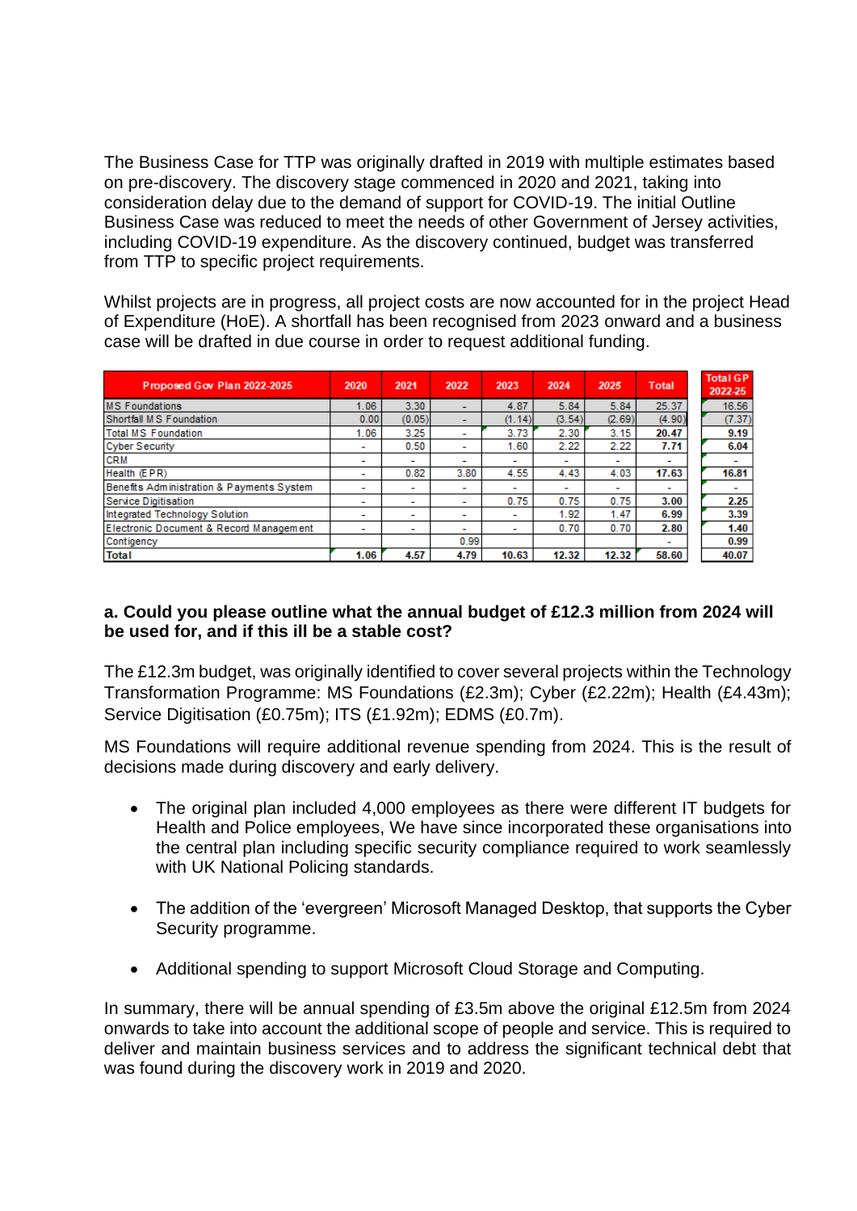The Business Case for TTP was originally drafted in 2019 with multiple estimates based on pre-discovery. The discovery stage commenced in 2020 and 2021, taking into consideration delay due to the demand of support for COVID-19. The initial Outline Business Case was reduced to meet the needs of other Government of Jersey activities, including COVID-19 expenditure. As the discovery continued, budget was transferred from TTP to specific project requirements.

Whilst projects are in progress, all project costs are now accounted for in the project Head of Expenditure (HoE). A shortfall has been recognised from 2023 onward and a business case will be drafted in due course in order to request additional funding.

| Proposed Gov Plan 2022-2025 | 2020 | 2021 | 2022 | 2023 | 2024 | 2025 | Total | Total GP 2022-25 |
|---|---|---|---|---|---|---|---|---|
| MS Foundations | 1.06 | 3.30 | - | 4.87 | 5.84 | 5.84 | 25.37 | 16.56 |
| Shortfall M S Foundation | 0.00 | (0.05) | - | (1.14) | (3.54) | (2.69) | (4.90) | (7.37) |
| Total MS Foundation | 1.06 | 3.25 | - | 3.73 | 2.30 | 3.15 | **20.47** | **9.19** |
| Cyber Security | - | 0.50 | - | 1.60 | 2.22 | 2.22 | **7.71** | **6.04** |
| CRM | - | - | - | - | - | - | - | - |
| Health (EPR) | - | 0.82 | 3.80 | 4.55 | 4.43 | 4.03 | **17.63** | **16.81** |
| Benefits Administration & Payments System | - | - | - | - | - | - | - | - |
| Service Digitisation | - | - | - | 0.75 | 0.75 | 0.75 | **3.00** | **2.25** |
| Integrated Technology Solution | - | - | - | - | 1.92 | 1.47 | **6.99** | **3.39** |
| Electronic Document & Record Management | - | - | - | - | 0.70 | 0.70 | **2.80** | **1.40** |
| Contigency | | | 0.99 | | | | - | **0.99** |
| **Total** | **1.06** | **4.57** | **4.79** | **10.63** | **12.32** | **12.32** | **58.60** | **40.07** |

**a. Could you please outline what the annual budget of £12.3 million from 2024 will be used for, and if this ill be a stable cost?**

The £12.3m budget, was originally identified to cover several projects within the Technology Transformation Programme: MS Foundations (£2.3m); Cyber (£2.22m); Health (£4.43m); Service Digitisation (£0.75m); ITS (£1.92m); EDMS (£0.7m).

MS Foundations will require additional revenue spending from 2024. This is the result of decisions made during discovery and early delivery.

- The original plan included 4,000 employees as there were different IT budgets for Health and Police employees, We have since incorporated these organisations into the central plan including specific security compliance required to work seamlessly with UK National Policing standards.

- The addition of the 'evergreen' Microsoft Managed Desktop, that supports the Cyber Security programme.

- Additional spending to support Microsoft Cloud Storage and Computing.

In summary, there will be annual spending of £3.5m above the original £12.5m from 2024 onwards to take into account the additional scope of people and service. This is required to deliver and maintain business services and to address the significant technical debt that was found during the discovery work in 2019 and 2020.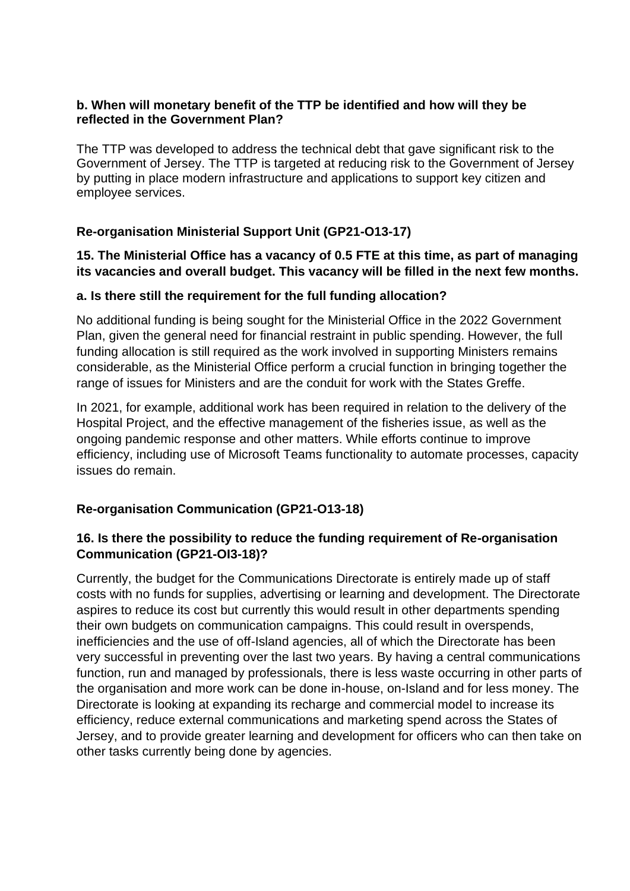**b. When will monetary benefit of the TTP be identified and how will they be reflected in the Government Plan?**

The TTP was developed to address the technical debt that gave significant risk to the Government of Jersey. The TTP is targeted at reducing risk to the Government of Jersey by putting in place modern infrastructure and applications to support key citizen and employee services.

**Re-organisation Ministerial Support Unit (GP21-O13-17)**

**15. The Ministerial Office has a vacancy of 0.5 FTE at this time, as part of managing its vacancies and overall budget. This vacancy will be filled in the next few months.**

**a. Is there still the requirement for the full funding allocation?**

No additional funding is being sought for the Ministerial Office in the 2022 Government Plan, given the general need for financial restraint in public spending. However, the full funding allocation is still required as the work involved in supporting Ministers remains considerable, as the Ministerial Office perform a crucial function in bringing together the range of issues for Ministers and are the conduit for work with the States Greffe.

In 2021, for example, additional work has been required in relation to the delivery of the Hospital Project, and the effective management of the fisheries issue, as well as the ongoing pandemic response and other matters. While efforts continue to improve efficiency, including use of Microsoft Teams functionality to automate processes, capacity issues do remain.

**Re-organisation Communication (GP21-O13-18)**

**16. Is there the possibility to reduce the funding requirement of Re-organisation Communication (GP21-OI3-18)?**

Currently, the budget for the Communications Directorate is entirely made up of staff costs with no funds for supplies, advertising or learning and development. The Directorate aspires to reduce its cost but currently this would result in other departments spending their own budgets on communication campaigns. This could result in overspends, inefficiencies and the use of off-Island agencies, all of which the Directorate has been very successful in preventing over the last two years. By having a central communications function, run and managed by professionals, there is less waste occurring in other parts of the organisation and more work can be done in-house, on-Island and for less money. The Directorate is looking at expanding its recharge and commercial model to increase its efficiency, reduce external communications and marketing spend across the States of Jersey, and to provide greater learning and development for officers who can then take on other tasks currently being done by agencies.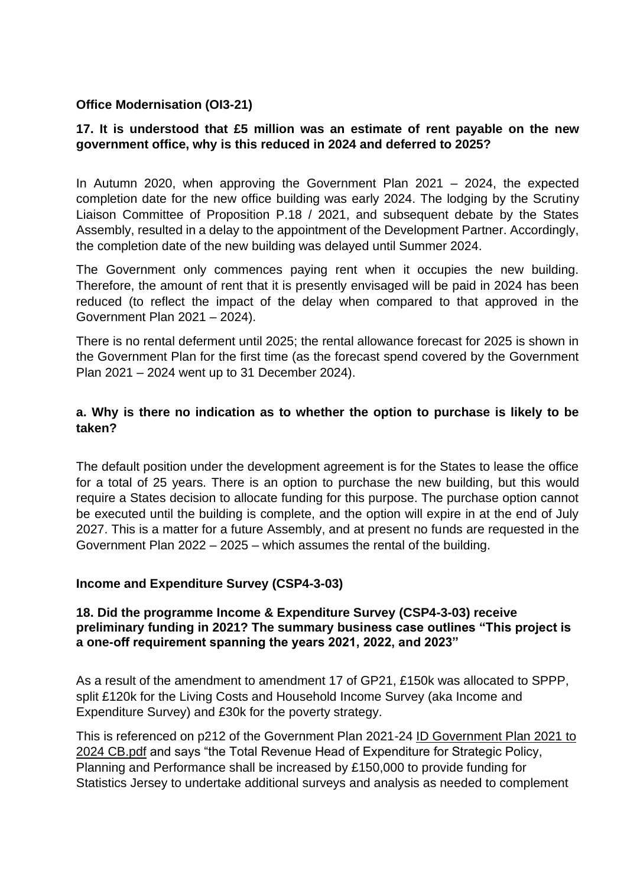**Office Modernisation (OI3-21)**

**17. It is understood that £5 million was an estimate of rent payable on the new government office, why is this reduced in 2024 and deferred to 2025?**

In Autumn 2020, when approving the Government Plan 2021 – 2024, the expected completion date for the new office building was early 2024. The lodging by the Scrutiny Liaison Committee of Proposition P.18 / 2021, and subsequent debate by the States Assembly, resulted in a delay to the appointment of the Development Partner. Accordingly, the completion date of the new building was delayed until Summer 2024.

The Government only commences paying rent when it occupies the new building. Therefore, the amount of rent that it is presently envisaged will be paid in 2024 has been reduced (to reflect the impact of the delay when compared to that approved in the Government Plan 2021 – 2024).

There is no rental deferment until 2025; the rental allowance forecast for 2025 is shown in the Government Plan for the first time (as the forecast spend covered by the Government Plan 2021 – 2024 went up to 31 December 2024).

**a. Why is there no indication as to whether the option to purchase is likely to be taken?**

The default position under the development agreement is for the States to lease the office for a total of 25 years. There is an option to purchase the new building, but this would require a States decision to allocate funding for this purpose. The purchase option cannot be executed until the building is complete, and the option will expire in at the end of July 2027. This is a matter for a future Assembly, and at present no funds are requested in the Government Plan 2022 – 2025 – which assumes the rental of the building.

**Income and Expenditure Survey (CSP4-3-03)**

**18. Did the programme Income & Expenditure Survey (CSP4-3-03) receive preliminary funding in 2021? The summary business case outlines "This project is a one-off requirement spanning the years 2021, 2022, and 2023"**

As a result of the amendment to amendment 17 of GP21, £150k was allocated to SPPP, split £120k for the Living Costs and Household Income Survey (aka Income and Expenditure Survey) and £30k for the poverty strategy.

This is referenced on p212 of the Government Plan 2021-24 ID Government Plan 2021 to 2024 CB.pdf and says "the Total Revenue Head of Expenditure for Strategic Policy, Planning and Performance shall be increased by £150,000 to provide funding for Statistics Jersey to undertake additional surveys and analysis as needed to complement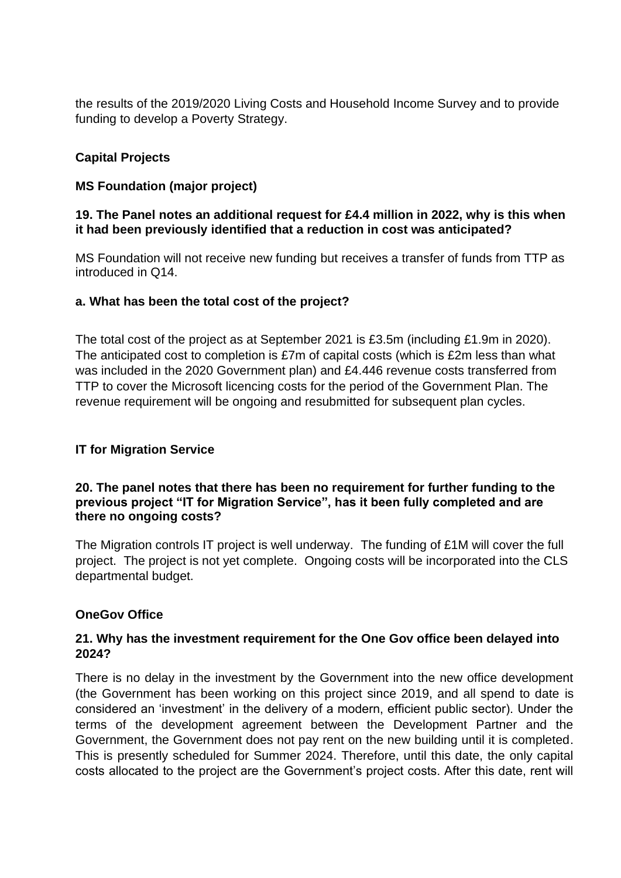the results of the 2019/2020 Living Costs and Household Income Survey and to provide funding to develop a Poverty Strategy.

## Capital Projects

### MS Foundation (major project)

**19. The Panel notes an additional request for £4.4 million in 2022, why is this when it had been previously identified that a reduction in cost was anticipated?**

MS Foundation will not receive new funding but receives a transfer of funds from TTP as introduced in Q14.

**a. What has been the total cost of the project?**

The total cost of the project as at September 2021 is £3.5m (including £1.9m in 2020). The anticipated cost to completion is £7m of capital costs (which is £2m less than what was included in the 2020 Government plan) and £4.446 revenue costs transferred from TTP to cover the Microsoft licencing costs for the period of the Government Plan. The revenue requirement will be ongoing and resubmitted for subsequent plan cycles.

### IT for Migration Service

**20. The panel notes that there has been no requirement for further funding to the previous project "IT for Migration Service", has it been fully completed and are there no ongoing costs?**

The Migration controls IT project is well underway. The funding of £1M will cover the full project. The project is not yet complete. Ongoing costs will be incorporated into the CLS departmental budget.

### OneGov Office

**21. Why has the investment requirement for the One Gov office been delayed into 2024?**

There is no delay in the investment by the Government into the new office development (the Government has been working on this project since 2019, and all spend to date is considered an 'investment' in the delivery of a modern, efficient public sector). Under the terms of the development agreement between the Development Partner and the Government, the Government does not pay rent on the new building until it is completed. This is presently scheduled for Summer 2024. Therefore, until this date, the only capital costs allocated to the project are the Government's project costs. After this date, rent will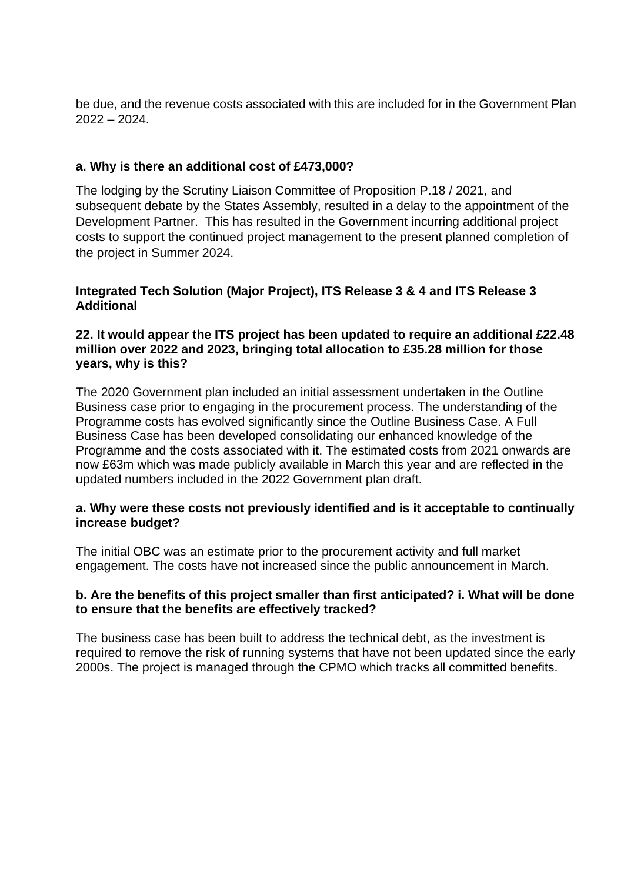be due, and the revenue costs associated with this are included for in the Government Plan 2022 – 2024.

**a. Why is there an additional cost of £473,000?**

The lodging by the Scrutiny Liaison Committee of Proposition P.18 / 2021, and subsequent debate by the States Assembly, resulted in a delay to the appointment of the Development Partner. This has resulted in the Government incurring additional project costs to support the continued project management to the present planned completion of the project in Summer 2024.

**Integrated Tech Solution (Major Project), ITS Release 3 & 4 and ITS Release 3 Additional**

**22. It would appear the ITS project has been updated to require an additional £22.48 million over 2022 and 2023, bringing total allocation to £35.28 million for those years, why is this?**

The 2020 Government plan included an initial assessment undertaken in the Outline Business case prior to engaging in the procurement process. The understanding of the Programme costs has evolved significantly since the Outline Business Case. A Full Business Case has been developed consolidating our enhanced knowledge of the Programme and the costs associated with it. The estimated costs from 2021 onwards are now £63m which was made publicly available in March this year and are reflected in the updated numbers included in the 2022 Government plan draft.

**a. Why were these costs not previously identified and is it acceptable to continually increase budget?**

The initial OBC was an estimate prior to the procurement activity and full market engagement. The costs have not increased since the public announcement in March.

**b. Are the benefits of this project smaller than first anticipated? i. What will be done to ensure that the benefits are effectively tracked?**

The business case has been built to address the technical debt, as the investment is required to remove the risk of running systems that have not been updated since the early 2000s. The project is managed through the CPMO which tracks all committed benefits.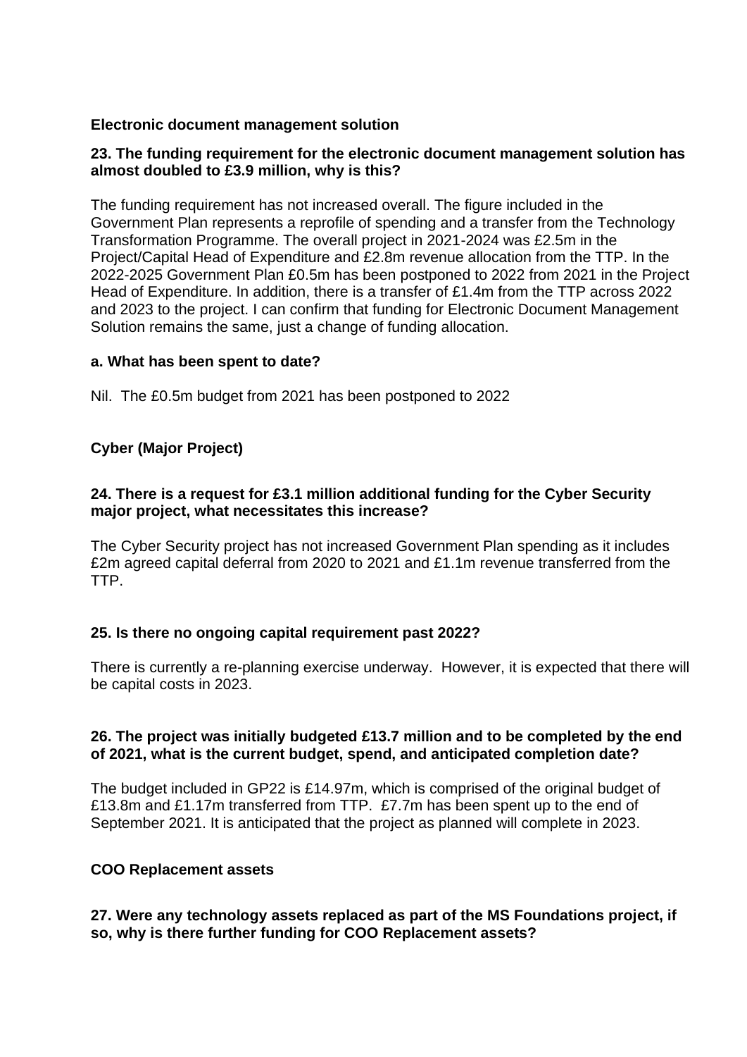**Electronic document management solution**

**23. The funding requirement for the electronic document management solution has almost doubled to £3.9 million, why is this?**

The funding requirement has not increased overall. The figure included in the Government Plan represents a reprofile of spending and a transfer from the Technology Transformation Programme. The overall project in 2021-2024 was £2.5m in the Project/Capital Head of Expenditure and £2.8m revenue allocation from the TTP. In the 2022-2025 Government Plan £0.5m has been postponed to 2022 from 2021 in the Project Head of Expenditure. In addition, there is a transfer of £1.4m from the TTP across 2022 and 2023 to the project. I can confirm that funding for Electronic Document Management Solution remains the same, just a change of funding allocation.

**a. What has been spent to date?**

Nil. The £0.5m budget from 2021 has been postponed to 2022

**Cyber (Major Project)**

**24. There is a request for £3.1 million additional funding for the Cyber Security major project, what necessitates this increase?**

The Cyber Security project has not increased Government Plan spending as it includes £2m agreed capital deferral from 2020 to 2021 and £1.1m revenue transferred from the TTP.

**25. Is there no ongoing capital requirement past 2022?**

There is currently a re-planning exercise underway. However, it is expected that there will be capital costs in 2023.

**26. The project was initially budgeted £13.7 million and to be completed by the end of 2021, what is the current budget, spend, and anticipated completion date?**

The budget included in GP22 is £14.97m, which is comprised of the original budget of £13.8m and £1.17m transferred from TTP. £7.7m has been spent up to the end of September 2021. It is anticipated that the project as planned will complete in 2023.

**COO Replacement assets**

**27. Were any technology assets replaced as part of the MS Foundations project, if so, why is there further funding for COO Replacement assets?**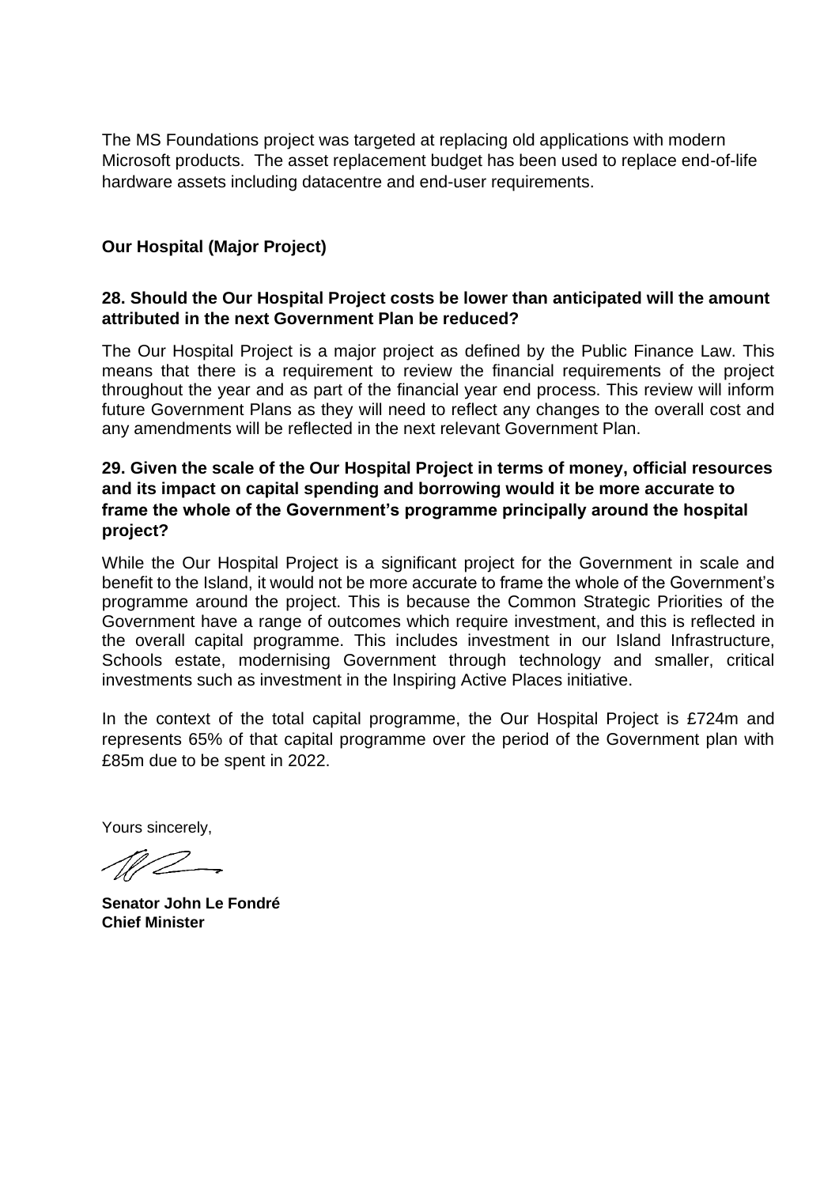The MS Foundations project was targeted at replacing old applications with modern Microsoft products. The asset replacement budget has been used to replace end-of-life hardware assets including datacentre and end-user requirements.

**Our Hospital (Major Project)**

**28. Should the Our Hospital Project costs be lower than anticipated will the amount attributed in the next Government Plan be reduced?**

The Our Hospital Project is a major project as defined by the Public Finance Law. This means that there is a requirement to review the financial requirements of the project throughout the year and as part of the financial year end process. This review will inform future Government Plans as they will need to reflect any changes to the overall cost and any amendments will be reflected in the next relevant Government Plan.

**29. Given the scale of the Our Hospital Project in terms of money, official resources and its impact on capital spending and borrowing would it be more accurate to frame the whole of the Government's programme principally around the hospital project?**

While the Our Hospital Project is a significant project for the Government in scale and benefit to the Island, it would not be more accurate to frame the whole of the Government's programme around the project. This is because the Common Strategic Priorities of the Government have a range of outcomes which require investment, and this is reflected in the overall capital programme. This includes investment in our Island Infrastructure, Schools estate, modernising Government through technology and smaller, critical investments such as investment in the Inspiring Active Places initiative.

In the context of the total capital programme, the Our Hospital Project is £724m and represents 65% of that capital programme over the period of the Government plan with £85m due to be spent in 2022.

Yours sincerely,

**Senator John Le Fondré**
**Chief Minister**